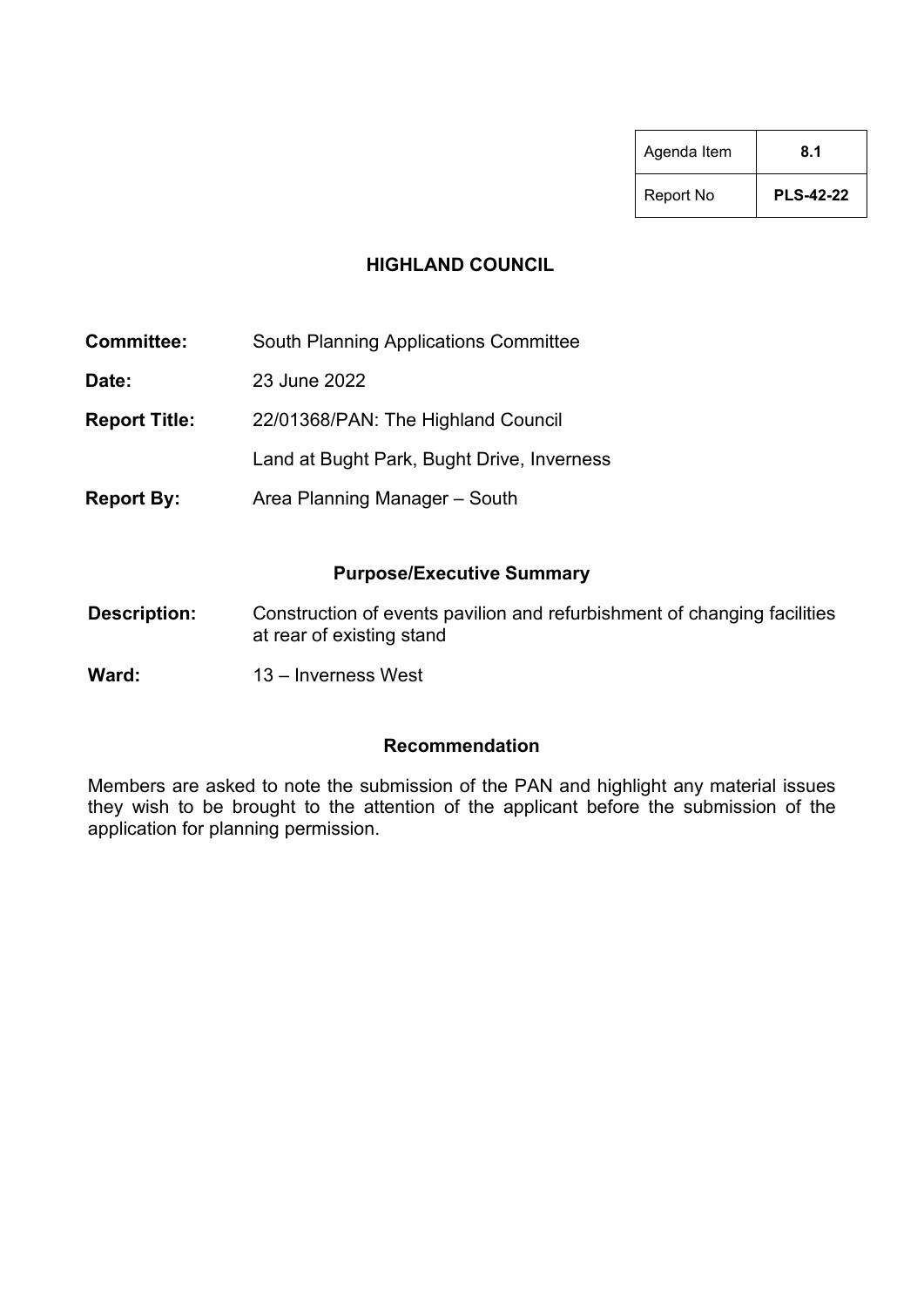| Agenda Item | 8.1 |
|---|---|
| Report No | **PLS-42-22** |

# HIGHLAND COUNCIL

**Committee:** South Planning Applications Committee

**Date:** 23 June 2022

**Report Title:** 22/01368/PAN: The Highland Council

Land at Bught Park, Bught Drive, Inverness

**Report By:** Area Planning Manager – South

## Purpose/Executive Summary

**Description:** Construction of events pavilion and refurbishment of changing facilities at rear of existing stand

**Ward:** 13 – Inverness West

## Recommendation

Members are asked to note the submission of the PAN and highlight any material issues they wish to be brought to the attention of the applicant before the submission of the application for planning permission.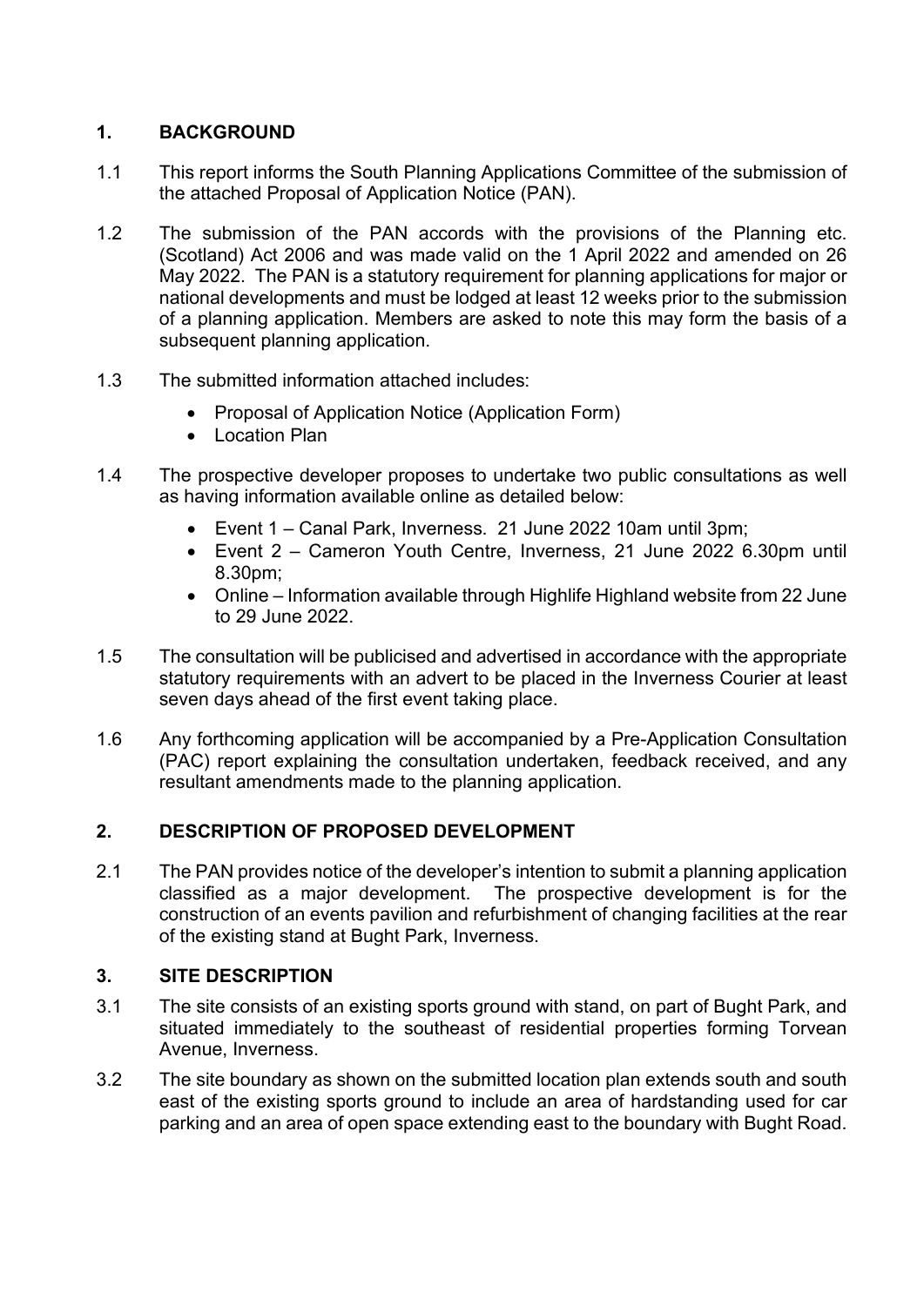## 1. BACKGROUND

1.1 This report informs the South Planning Applications Committee of the submission of the attached Proposal of Application Notice (PAN).

1.2 The submission of the PAN accords with the provisions of the Planning etc. (Scotland) Act 2006 and was made valid on the 1 April 2022 and amended on 26 May 2022. The PAN is a statutory requirement for planning applications for major or national developments and must be lodged at least 12 weeks prior to the submission of a planning application. Members are asked to note this may form the basis of a subsequent planning application.

1.3 The submitted information attached includes:

- Proposal of Application Notice (Application Form)
- Location Plan

1.4 The prospective developer proposes to undertake two public consultations as well as having information available online as detailed below:

- Event 1 – Canal Park, Inverness. 21 June 2022 10am until 3pm;
- Event 2 – Cameron Youth Centre, Inverness, 21 June 2022 6.30pm until 8.30pm;
- Online – Information available through Highlife Highland website from 22 June to 29 June 2022.

1.5 The consultation will be publicised and advertised in accordance with the appropriate statutory requirements with an advert to be placed in the Inverness Courier at least seven days ahead of the first event taking place.

1.6 Any forthcoming application will be accompanied by a Pre-Application Consultation (PAC) report explaining the consultation undertaken, feedback received, and any resultant amendments made to the planning application.

## 2. DESCRIPTION OF PROPOSED DEVELOPMENT

2.1 The PAN provides notice of the developer's intention to submit a planning application classified as a major development. The prospective development is for the construction of an events pavilion and refurbishment of changing facilities at the rear of the existing stand at Bught Park, Inverness.

## 3. SITE DESCRIPTION

3.1 The site consists of an existing sports ground with stand, on part of Bught Park, and situated immediately to the southeast of residential properties forming Torvean Avenue, Inverness.

3.2 The site boundary as shown on the submitted location plan extends south and south east of the existing sports ground to include an area of hardstanding used for car parking and an area of open space extending east to the boundary with Bught Road.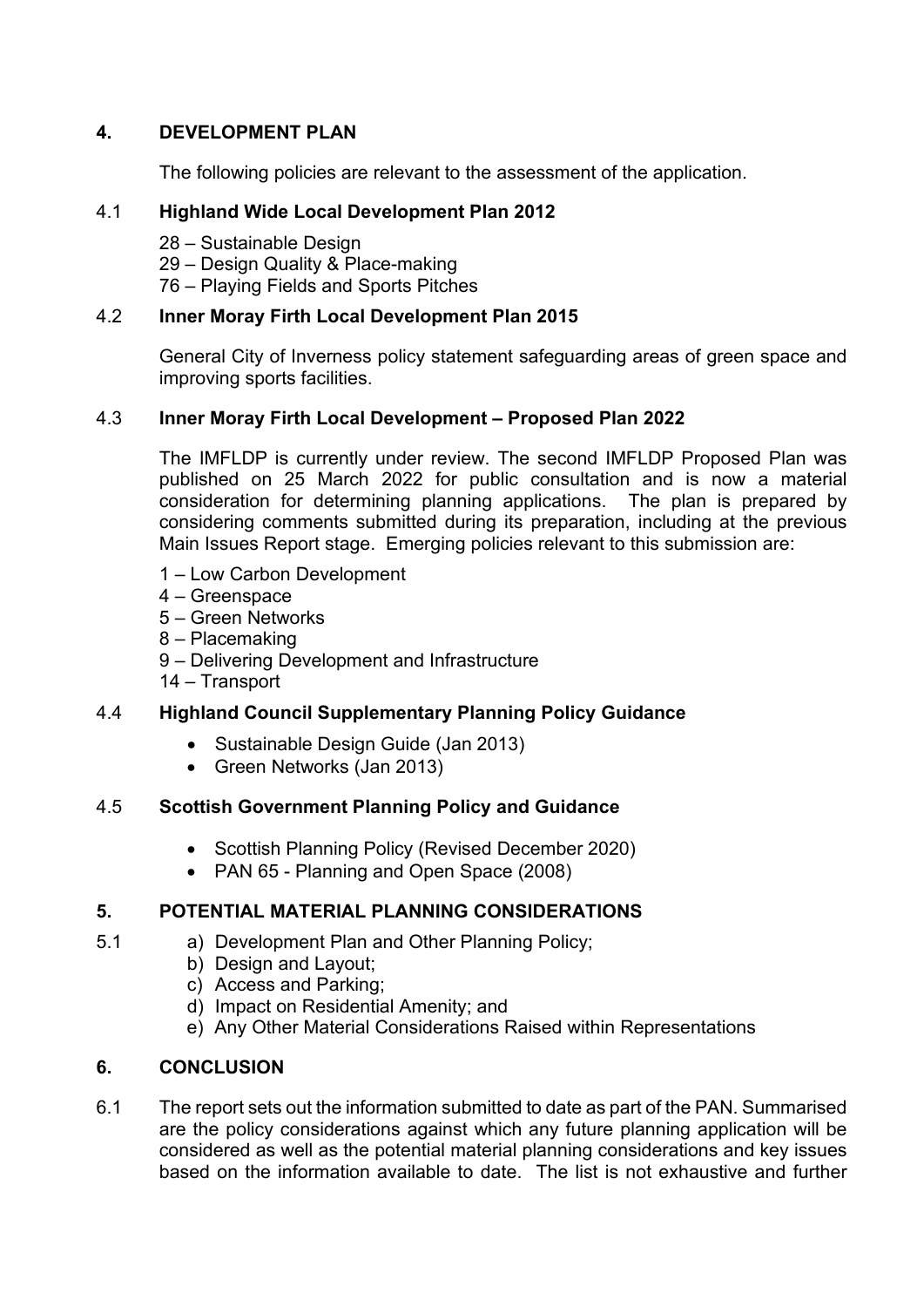## 4. DEVELOPMENT PLAN

The following policies are relevant to the assessment of the application.

### 4.1 Highland Wide Local Development Plan 2012

28 – Sustainable Design
29 – Design Quality & Place-making
76 – Playing Fields and Sports Pitches

### 4.2 Inner Moray Firth Local Development Plan 2015

General City of Inverness policy statement safeguarding areas of green space and improving sports facilities.

### 4.3 Inner Moray Firth Local Development – Proposed Plan 2022

The IMFLDP is currently under review. The second IMFLDP Proposed Plan was published on 25 March 2022 for public consultation and is now a material consideration for determining planning applications. The plan is prepared by considering comments submitted during its preparation, including at the previous Main Issues Report stage. Emerging policies relevant to this submission are:

1 – Low Carbon Development
4 – Greenspace
5 – Green Networks
8 – Placemaking
9 – Delivering Development and Infrastructure
14 – Transport

### 4.4 Highland Council Supplementary Planning Policy Guidance

- Sustainable Design Guide (Jan 2013)
- Green Networks (Jan 2013)

### 4.5 Scottish Government Planning Policy and Guidance

- Scottish Planning Policy (Revised December 2020)
- PAN 65 - Planning and Open Space (2008)

## 5. POTENTIAL MATERIAL PLANNING CONSIDERATIONS

5.1
a) Development Plan and Other Planning Policy;
b) Design and Layout;
c) Access and Parking;
d) Impact on Residential Amenity; and
e) Any Other Material Considerations Raised within Representations

## 6. CONCLUSION

6.1 The report sets out the information submitted to date as part of the PAN. Summarised are the policy considerations against which any future planning application will be considered as well as the potential material planning considerations and key issues based on the information available to date. The list is not exhaustive and further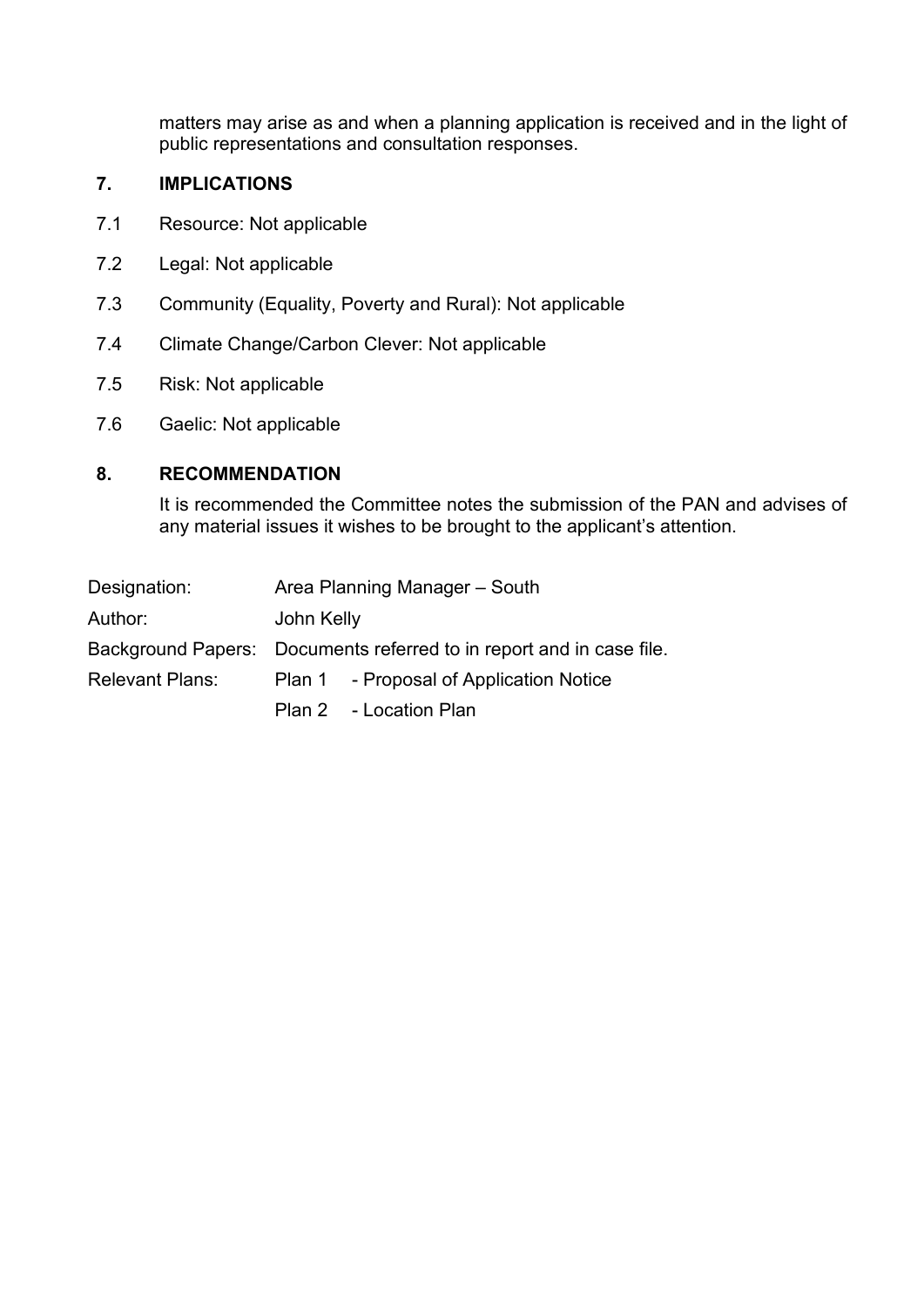matters may arise as and when a planning application is received and in the light of public representations and consultation responses.

## 7. IMPLICATIONS

7.1 Resource: Not applicable

7.2 Legal: Not applicable

7.3 Community (Equality, Poverty and Rural): Not applicable

7.4 Climate Change/Carbon Clever: Not applicable

7.5 Risk: Not applicable

7.6 Gaelic: Not applicable

## 8. RECOMMENDATION

It is recommended the Committee notes the submission of the PAN and advises of any material issues it wishes to be brought to the applicant's attention.

| | |
|---|---|
| Designation: | Area Planning Manager – South |
| Author: | John Kelly |
| Background Papers: | Documents referred to in report and in case file. |
| Relevant Plans: | Plan 1 - Proposal of Application Notice |
| | Plan 2 - Location Plan |